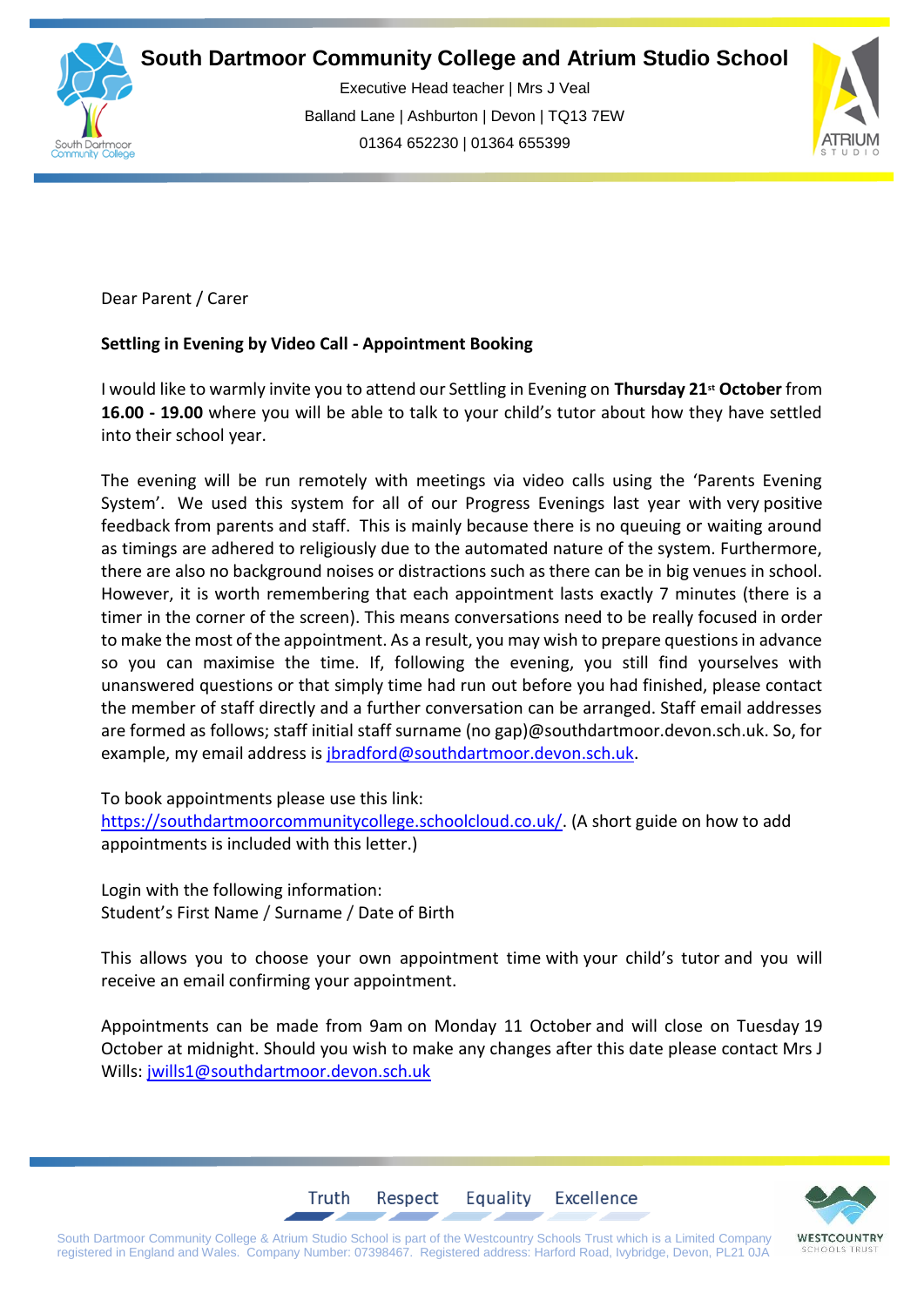# South Dartmoor Community College and Atrium Studio School

Executive Head teacher | Mrs J Veal

Balland Lane | Ashburton | Devon | TQ13 7EW

01364 652230 | 01364 655399

Dear Parent / Carer

**Settling in Evening by Video Call - Appointment Booking**

I would like to warmly invite you to attend our Settling in Evening on **Thursday 21st October** from **16.00 - 19.00** where you will be able to talk to your child's tutor about how they have settled into their school year.

The evening will be run remotely with meetings via video calls using the 'Parents Evening System'. We used this system for all of our Progress Evenings last year with very positive feedback from parents and staff. This is mainly because there is no queuing or waiting around as timings are adhered to religiously due to the automated nature of the system. Furthermore, there are also no background noises or distractions such as there can be in big venues in school. However, it is worth remembering that each appointment lasts exactly 7 minutes (there is a timer in the corner of the screen). This means conversations need to be really focused in order to make the most of the appointment. As a result, you may wish to prepare questions in advance so you can maximise the time. If, following the evening, you still find yourselves with unanswered questions or that simply time had run out before you had finished, please contact the member of staff directly and a further conversation can be arranged. Staff email addresses are formed as follows; staff initial staff surname (no gap)@southdartmoor.devon.sch.uk. So, for example, my email address is jbradford@southdartmoor.devon.sch.uk.

To book appointments please use this link:
https://southdartmoorcommunitycollege.schoolcloud.co.uk/. (A short guide on how to add appointments is included with this letter.)

Login with the following information:
Student's First Name / Surname / Date of Birth

This allows you to choose your own appointment time with your child's tutor and you will receive an email confirming your appointment.

Appointments can be made from 9am on Monday 11 October and will close on Tuesday 19 October at midnight. Should you wish to make any changes after this date please contact Mrs J Wills: jwills1@southdartmoor.devon.sch.uk

Truth Respect Equality Excellence

South Dartmoor Community College & Atrium Studio School is part of the Westcountry Schools Trust which is a Limited Company registered in England and Wales. Company Number: 07398467. Registered address: Harford Road, Ivybridge, Devon, PL21 0JA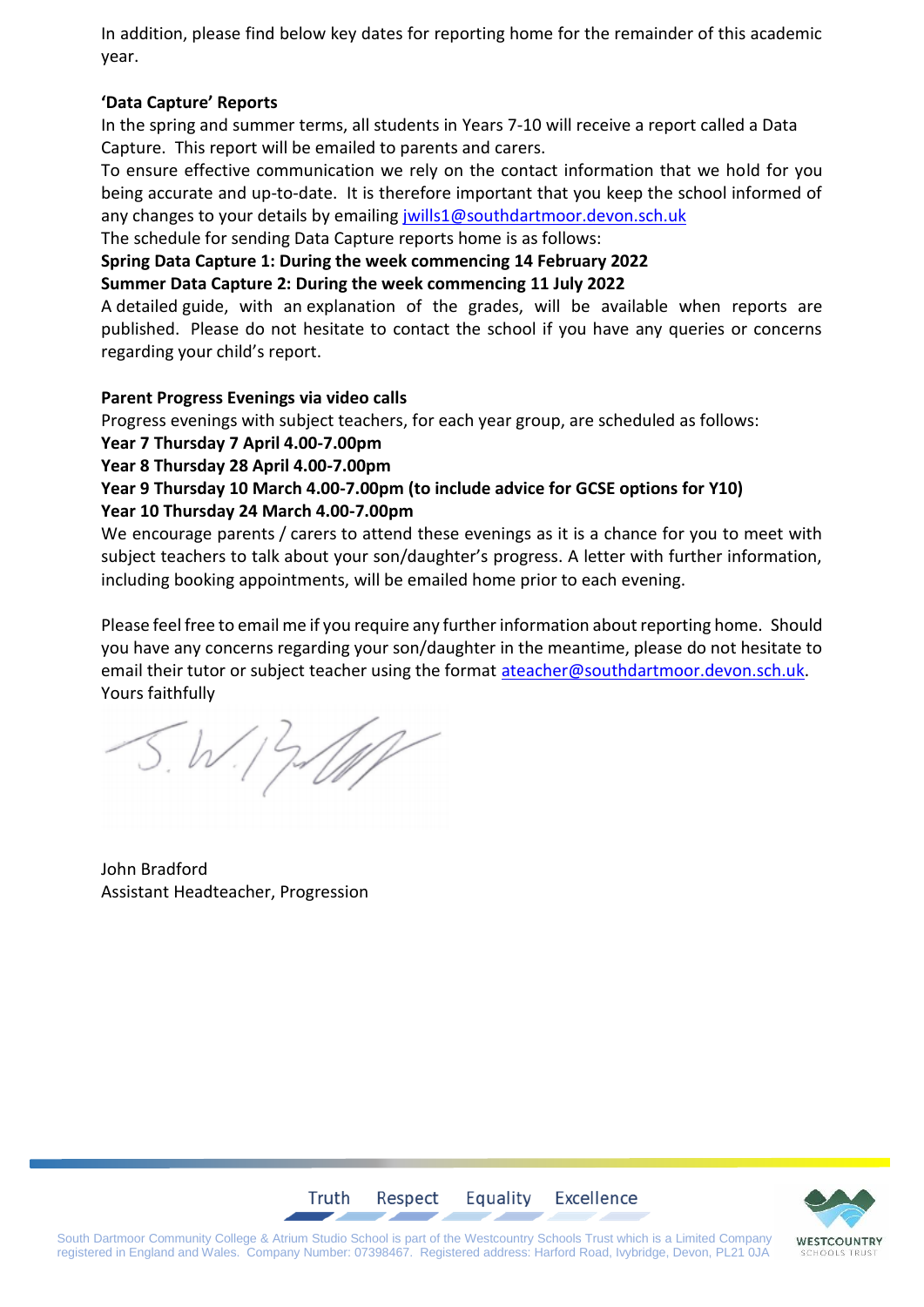In addition, please find below key dates for reporting home for the remainder of this academic year.

**'Data Capture' Reports**

In the spring and summer terms, all students in Years 7-10 will receive a report called a Data Capture. This report will be emailed to parents and carers.

To ensure effective communication we rely on the contact information that we hold for you being accurate and up-to-date. It is therefore important that you keep the school informed of any changes to your details by emailing jwills1@southdartmoor.devon.sch.uk

The schedule for sending Data Capture reports home is as follows:

**Spring Data Capture 1: During the week commencing 14 February 2022**

**Summer Data Capture 2: During the week commencing 11 July 2022**

A detailed guide, with an explanation of the grades, will be available when reports are published. Please do not hesitate to contact the school if you have any queries or concerns regarding your child's report.

**Parent Progress Evenings via video calls**

Progress evenings with subject teachers, for each year group, are scheduled as follows:

**Year 7 Thursday 7 April 4.00-7.00pm**

**Year 8 Thursday 28 April 4.00-7.00pm**

**Year 9 Thursday 10 March 4.00-7.00pm (to include advice for GCSE options for Y10)**

**Year 10 Thursday 24 March 4.00-7.00pm**

We encourage parents / carers to attend these evenings as it is a chance for you to meet with subject teachers to talk about your son/daughter's progress. A letter with further information, including booking appointments, will be emailed home prior to each evening.

Please feel free to email me if you require any further information about reporting home. Should you have any concerns regarding your son/daughter in the meantime, please do not hesitate to email their tutor or subject teacher using the format ateacher@southdartmoor.devon.sch.uk.

Yours faithfully

John Bradford
Assistant Headteacher, Progression

Truth Respect Equality Excellence

South Dartmoor Community College & Atrium Studio School is part of the Westcountry Schools Trust which is a Limited Company registered in England and Wales. Company Number: 07398467. Registered address: Harford Road, Ivybridge, Devon, PL21 0JA